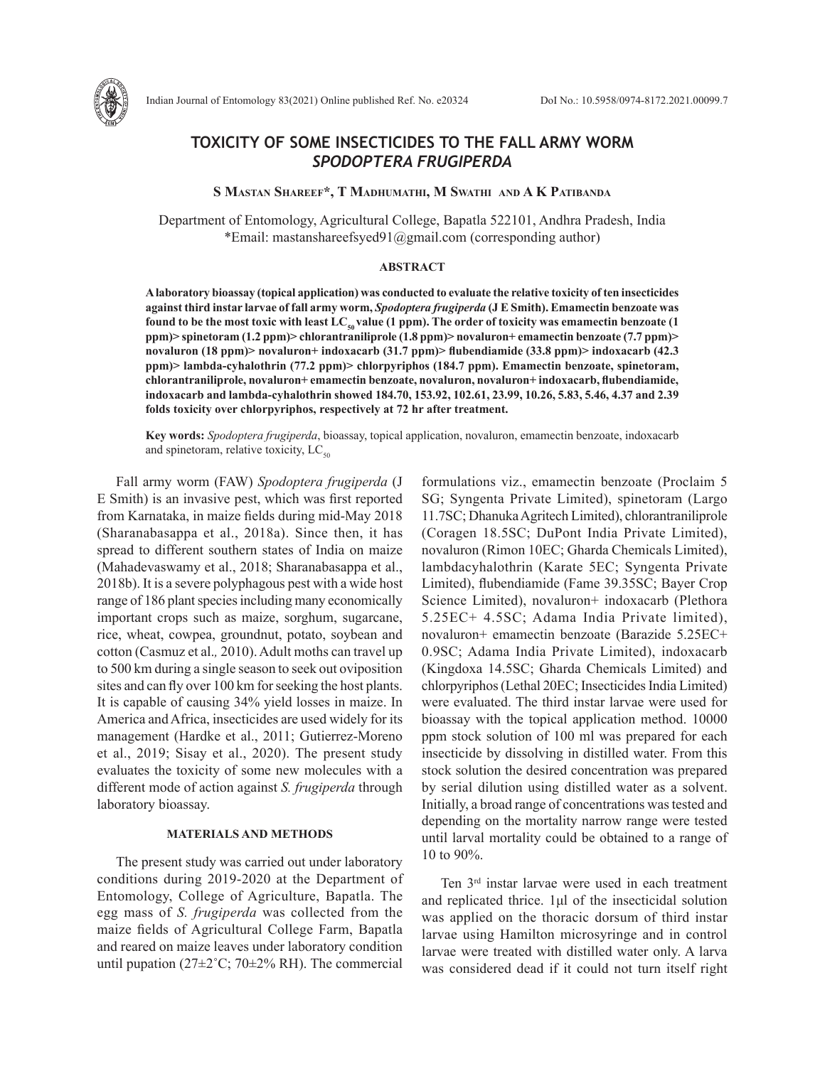# TOXICITY OF SOME INSECTICIDES TO THE FALL ARMY WORM *SPODOPTERA FRUGIPERDA*

**S Mastan Shareef\*, T Madhumathi, M Swathi and A K Patibanda**

Department of Entomology, Agricultural College, Bapatla 522101, Andhra Pradesh, India
\*Email: mastanshareefsyed91@gmail.com (corresponding author)

## ABSTRACT

**A laboratory bioassay (topical application) was conducted to evaluate the relative toxicity of ten insecticides against third instar larvae of fall army worm, *Spodoptera frugiperda* (J E Smith). Emamectin benzoate was found to be the most toxic with least $LC_{50}$ value (1 ppm). The order of toxicity was emamectin benzoate (1 ppm)> spinetoram (1.2 ppm)> chlorantraniliprole (1.8 ppm)> novaluron+ emamectin benzoate (7.7 ppm)> novaluron (18 ppm)> novaluron+ indoxacarb (31.7 ppm)> flubendiamide (33.8 ppm)> indoxacarb (42.3 ppm)> lambda-cyhalothrin (77.2 ppm)> chlorpyriphos (184.7 ppm). Emamectin benzoate, spinetoram, chlorantraniliprole, novaluron+ emamectin benzoate, novaluron, novaluron+ indoxacarb, flubendiamide, indoxacarb and lambda-cyhalothrin showed 184.70, 153.92, 102.61, 23.99, 10.26, 5.83, 5.46, 4.37 and 2.39 folds toxicity over chlorpyriphos, respectively at 72 hr after treatment.**

**Key words:** *Spodoptera frugiperda*, bioassay, topical application, novaluron, emamectin benzoate, indoxacarb and spinetoram, relative toxicity, $LC_{50}$

Fall army worm (FAW) *Spodoptera frugiperda* (J E Smith) is an invasive pest, which was first reported from Karnataka, in maize fields during mid-May 2018 (Sharanabasappa et al., 2018a). Since then, it has spread to different southern states of India on maize (Mahadevaswamy et al., 2018; Sharanabasappa et al., 2018b). It is a severe polyphagous pest with a wide host range of 186 plant species including many economically important crops such as maize, sorghum, sugarcane, rice, wheat, cowpea, groundnut, potato, soybean and cotton (Casmuz et al*.,* 2010). Adult moths can travel up to 500 km during a single season to seek out oviposition sites and can fly over 100 km for seeking the host plants. It is capable of causing 34% yield losses in maize. In America and Africa, insecticides are used widely for its management (Hardke et al., 2011; Gutierrez-Moreno et al., 2019; Sisay et al., 2020). The present study evaluates the toxicity of some new molecules with a different mode of action against *S. frugiperda* through laboratory bioassay.

## MATERIALS AND METHODS

The present study was carried out under laboratory conditions during 2019-2020 at the Department of Entomology, College of Agriculture, Bapatla. The egg mass of *S. frugiperda* was collected from the maize fields of Agricultural College Farm, Bapatla and reared on maize leaves under laboratory condition until pupation (27±2˚C; 70±2% RH). The commercial formulations viz., emamectin benzoate (Proclaim 5 SG; Syngenta Private Limited), spinetoram (Largo 11.7SC; Dhanuka Agritech Limited), chlorantraniliprole (Coragen 18.5SC; DuPont India Private Limited), novaluron (Rimon 10EC; Gharda Chemicals Limited), lambdacyhalothrin (Karate 5EC; Syngenta Private Limited), flubendiamide (Fame 39.35SC; Bayer Crop Science Limited), novaluron+ indoxacarb (Plethora 5.25EC+ 4.5SC; Adama India Private limited), novaluron+ emamectin benzoate (Barazide 5.25EC+ 0.9SC; Adama India Private Limited), indoxacarb (Kingdoxa 14.5SC; Gharda Chemicals Limited) and chlorpyriphos (Lethal 20EC; Insecticides India Limited) were evaluated. The third instar larvae were used for bioassay with the topical application method. 10000 ppm stock solution of 100 ml was prepared for each insecticide by dissolving in distilled water. From this stock solution the desired concentration was prepared by serial dilution using distilled water as a solvent. Initially, a broad range of concentrations was tested and depending on the mortality narrow range were tested until larval mortality could be obtained to a range of 10 to 90%.

Ten 3rd instar larvae were used in each treatment and replicated thrice. 1µl of the insecticidal solution was applied on the thoracic dorsum of third instar larvae using Hamilton microsyringe and in control larvae were treated with distilled water only. A larva was considered dead if it could not turn itself right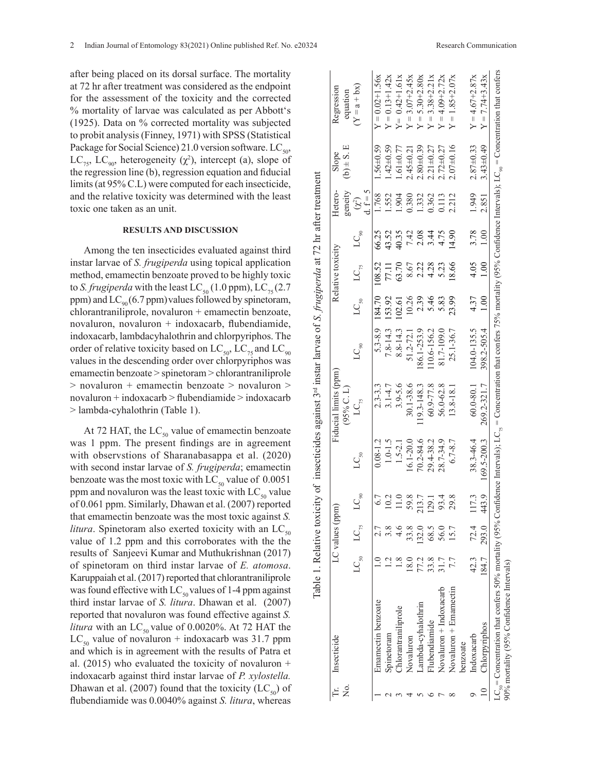after being placed on its dorsal surface. The mortality at 72 hr after treatment was considered as the endpoint for the assessment of the toxicity and the corrected % mortality of larvae was calculated as per Abbott's (1925). Data on % corrected mortality was subjected to probit analysis (Finney, 1971) with SPSS (Statistical Package for Social Science) 21.0 version software. $LC_{50}$, $LC_{75}$, $LC_{90}$, heterogeneity ($\chi^2$), intercept (a), slope of the regression line (b), regression equation and fiducial limits (at 95% C.L) were computed for each insecticide, and the relative toxicity was determined with the least toxic one taken as an unit.

## RESULTS AND DISCUSSION

Among the ten insecticides evaluated against third instar larvae of *S. frugiperda* using topical application method, emamectin benzoate proved to be highly toxic to *S. frugiperda* with the least $LC_{50}$ (1.0 ppm), $LC_{75}$ (2.7 ppm) and $LC_{90}$ (6.7 ppm) values followed by spinetoram, chlorantraniliprole, novaluron + emamectin benzoate, novaluron, novaluron + indoxacarb, flubendiamide, indoxacarb, lambdacyhalothrin and chlorpyriphos. The order of relative toxicity based on $LC_{50}$, $LC_{75}$ and $LC_{90}$ values in the descending order over chlorpyriphos was emamectin benzoate > spinetoram > chlorantraniliprole > novaluron + emamectin benzoate > novaluron > novaluron + indoxacarb > flubendiamide > indoxacarb > lambda-cyhalothrin (Table 1).

At 72 HAT, the $LC_{50}$ value of emamectin benzoate was 1 ppm. The present findings are in agreement with observstions of Sharanabasappa et al. (2020) with second instar larvae of *S. frugiperda*; emamectin benzoate was the most toxic with $LC_{50}$ value of 0.0051 ppm and novaluron was the least toxic with $LC_{50}$ value of 0.061 ppm. Similarly, Dhawan et al. (2007) reported that emamectin benzoate was the most toxic against *S. litura*. Spinetoram also exerted toxicity with an $LC_{50}$ value of 1.2 ppm and this corroborates with the the results of Sanjeevi Kumar and Muthukrishnan (2017) of spinetoram on third instar larvae of *E. atomosa*. Karuppaiah et al. (2017) reported that chlorantraniliprole was found effective with $LC_{50}$ values of 1-4 ppm against third instar larvae of *S. litura*. Dhawan et al. (2007) reported that novaluron was found effective against *S. litura* with an $LC_{50}$ value of 0.0020%. At 72 HAT the $LC_{50}$ value of novaluron + indoxacarb was 31.7 ppm and which is in agreement with the results of Patra et al. (2015) who evaluated the toxicity of novaluron + indoxacarb against third instar larvae of *P. xylostella*. Dhawan et al. (2007) found that the toxicity ($LC_{50}$) of flubendiamide was 0.0040% against *S. litura*, whereas

Table 1. Relative toxicity of insecticides against 3[rd] instar larvae of *S. frugiperda* at 72 hr after treatment

| Tr. No. | Insecticide | LC values (ppm) | | | Fiducial limits (ppm) (95% C. L) | | | Relative toxicity | | | Hetero-geneity ($\chi^2$) d. f = 5 | Slope (b) ± S. E | Regression equation (Y = a + bx) |
|---|---|---|---|---|---|---|---|---|---|---|---|---|---|
| | | $LC_{50}$ | $LC_{75}$ | $LC_{90}$ | $LC_{50}$ | $LC_{75}$ | $LC_{90}$ | $LC_{50}$ | $LC_{75}$ | $LC_{90}$ | | | |
| 1 | Emamectin benzoate | 1.0 | 2.7 | 6.7 | 0.08-1.2 | 2.3-3.3 | 5.3-8.9 | 184.70 | 108.52 | 66.25 | 1.768 | 1.56±0.59 | Y = 0.02+1.56x |
| 2 | Spinetoram | 1.2 | 3.8 | 10.2 | 1.0-1.5 | 3.1-4.7 | 7.8-14.3 | 153.92 | 77.11 | 43.52 | 1.552 | 1.42±0.59 | Y = 0.13+1.42x |
| 3 | Chlorantraniliprole | 1.8 | 4.6 | 11.0 | 1.5-2.1 | 3.9-5.6 | 8.8-14.3 | 102.61 | 63.70 | 40.35 | 1.904 | 1.61±0.77 | Y= 0.42+1.61x |
| 4 | Novaluron | 18.0 | 33.8 | 59.8 | 16.1-20.0 | 30.1-38.6 | 51.2-72.1 | 10.26 | 8.67 | 7.42 | 0.380 | 2.45±0.21 | Y = 3.07+2.45x |
| 5 | Lambda-cyhalothrin | 77.2 | 132.0 | 213.7 | 70.2-84.6 | 119.3-148.3 | 186.1-253.9 | 2.39 | 2.22 | 2.08 | 1.332 | 2.80±0.39 | Y = 5.30+2.80x |
| 6 | Flubendiamide | 33.8 | 68.5 | 129.1 | 29.4-38.2 | 60.9-77.8 | 110.6-156.2 | 5.46 | 4.28 | 3.44 | 0.362 | 2.21±0.27 | Y = 3.38+2.21x |
| 7 | Novaluron + Indoxacarb | 31.7 | 56.0 | 93.4 | 28.7-34.9 | 56.0-62.8 | 81.7-109.0 | 5.83 | 5.23 | 4.75 | 0.113 | 2.72±0.27 | Y = 4.09+2.72x |
| 8 | Novaluron + Emamectin benzoate | 7.7 | 15.7 | 29.8 | 6.7-8.7 | 13.8-18.1 | 25.1-36.7 | 23.99 | 18.66 | 14.90 | 2.212 | 2.07±0.16 | Y = 1.85+2.07x |
| 9 | Indoxacarb | 42.3 | 72.4 | 117.3 | 38.3-46.4 | 60.0-80.1 | 104.0-135.5 | 4.37 | 4.05 | 3.78 | 1.949 | 2.87±0.33 | Y = 4.67+2.87x |
| 10 | Chlorpyriphos | 184.7 | 293.0 | 443.9 | 169.5-200.3 | 269.2-321.7 | 398.2-505.4 | 1.00 | 1.00 | 1.00 | 2.851 | 3.43±0.49 | Y = 7.74+3.43x |

$LC_{50}$ = Concentration that confers 50% mortality (95% Confidence Intervals); $LC_{75}$ = Concentration that confers 75% mortality (95% Confidence Intervals); $LC_{90}$ = Concentration that confers 90% mortality (95% Confidence Intervals)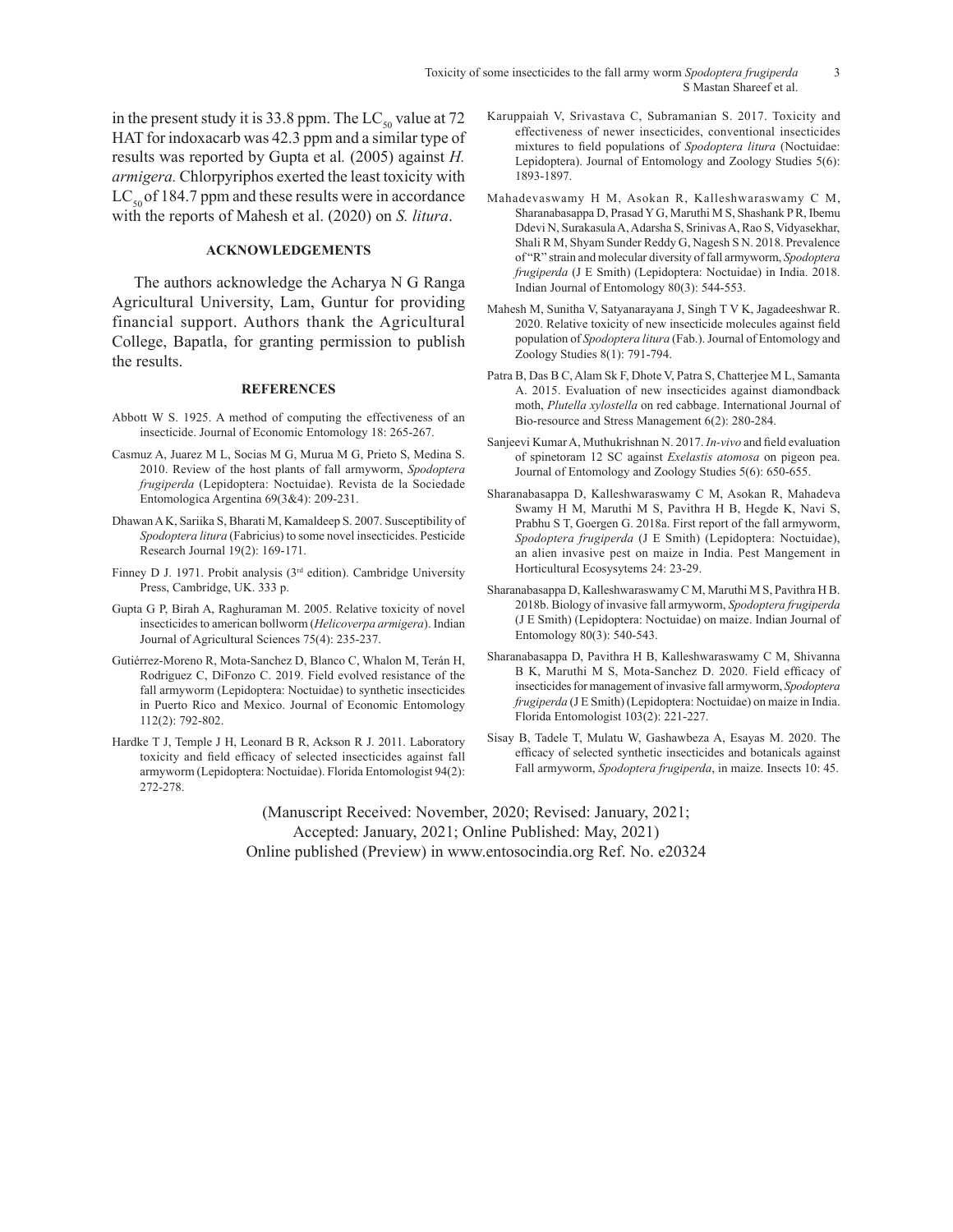in the present study it is 33.8 ppm. The $LC_{50}$ value at 72 HAT for indoxacarb was 42.3 ppm and a similar type of results was reported by Gupta et al*.* (2005) against *H. armigera.* Chlorpyriphos exerted the least toxicity with $LC_{50}$ of 184.7 ppm and these results were in accordance with the reports of Mahesh et al. (2020) on *S. litura*.

## ACKNOWLEDGEMENTS

The authors acknowledge the Acharya N G Ranga Agricultural University, Lam, Guntur for providing financial support. Authors thank the Agricultural College, Bapatla, for granting permission to publish the results.

## REFERENCES

Abbott W S. 1925. A method of computing the effectiveness of an insecticide. Journal of Economic Entomology 18: 265-267.

Casmuz A, Juarez M L, Socias M G, Murua M G, Prieto S, Medina S. 2010. Review of the host plants of fall armyworm, *Spodoptera frugiperda* (Lepidoptera: Noctuidae). Revista de la Sociedade Entomologica Argentina 69(3&4): 209-231.

Dhawan A K, Sariika S, Bharati M, Kamaldeep S. 2007. Susceptibility of *Spodoptera litura* (Fabricius) to some novel insecticides. Pesticide Research Journal 19(2): 169-171.

Finney D J. 1971. Probit analysis (3rd edition). Cambridge University Press, Cambridge, UK. 333 p.

Gupta G P, Birah A, Raghuraman M. 2005. Relative toxicity of novel insecticides to american bollworm (*Helicoverpa armigera*). Indian Journal of Agricultural Sciences 75(4): 235-237.

Gutiérrez-Moreno R, Mota-Sanchez D, Blanco C, Whalon M, Terán H, Rodriguez C, DiFonzo C. 2019. Field evolved resistance of the fall armyworm (Lepidoptera: Noctuidae) to synthetic insecticides in Puerto Rico and Mexico. Journal of Economic Entomology 112(2): 792-802.

Hardke T J, Temple J H, Leonard B R, Ackson R J. 2011. Laboratory toxicity and field efficacy of selected insecticides against fall armyworm (Lepidoptera: Noctuidae). Florida Entomologist 94(2): 272-278.

Karuppaiah V, Srivastava C, Subramanian S. 2017. Toxicity and effectiveness of newer insecticides, conventional insecticides mixtures to field populations of *Spodoptera litura* (Noctuidae: Lepidoptera). Journal of Entomology and Zoology Studies 5(6): 1893-1897.

Mahadevaswamy H M, Asokan R, Kalleshwaraswamy C M, Sharanabasappa D, Prasad Y G, Maruthi M S, Shashank P R, Ibemu Ddevi N, Surakasula A, Adarsha S, Srinivas A, Rao S, Vidyasekhar, Shali R M, Shyam Sunder Reddy G, Nagesh S N. 2018. Prevalence of "R" strain and molecular diversity of fall armyworm, *Spodoptera frugiperda* (J E Smith) (Lepidoptera: Noctuidae) in India. 2018. Indian Journal of Entomology 80(3): 544-553.

Mahesh M, Sunitha V, Satyanarayana J, Singh T V K, Jagadeeshwar R. 2020. Relative toxicity of new insecticide molecules against field population of *Spodoptera litura* (Fab.). Journal of Entomology and Zoology Studies 8(1): 791-794.

Patra B, Das B C, Alam Sk F, Dhote V, Patra S, Chatterjee M L, Samanta A. 2015. Evaluation of new insecticides against diamondback moth, *Plutella xylostella* on red cabbage. International Journal of Bio-resource and Stress Management 6(2): 280-284.

Sanjeevi Kumar A, Muthukrishnan N. 2017. *In-vivo* and field evaluation of spinetoram 12 SC against *Exelastis atomosa* on pigeon pea. Journal of Entomology and Zoology Studies 5(6): 650-655.

Sharanabasappa D, Kalleshwaraswamy C M, Asokan R, Mahadeva Swamy H M, Maruthi M S, Pavithra H B, Hegde K, Navi S, Prabhu S T, Goergen G. 2018a. First report of the fall armyworm, *Spodoptera frugiperda* (J E Smith) (Lepidoptera: Noctuidae), an alien invasive pest on maize in India. Pest Mangement in Horticultural Ecosysytems 24: 23-29.

Sharanabasappa D, Kalleshwaraswamy C M, Maruthi M S, Pavithra H B. 2018b. Biology of invasive fall armyworm, *Spodoptera frugiperda* (J E Smith) (Lepidoptera: Noctuidae) on maize. Indian Journal of Entomology 80(3): 540-543.

Sharanabasappa D, Pavithra H B, Kalleshwaraswamy C M, Shivanna B K, Maruthi M S, Mota-Sanchez D. 2020. Field efficacy of insecticides for management of invasive fall armyworm, *Spodoptera frugiperda* (J E Smith) (Lepidoptera: Noctuidae) on maize in India. Florida Entomologist 103(2): 221-227.

Sisay B, Tadele T, Mulatu W, Gashawbeza A, Esayas M. 2020. The efficacy of selected synthetic insecticides and botanicals against Fall armyworm, *Spodoptera frugiperda*, in maize. Insects 10: 45.

(Manuscript Received: November, 2020; Revised: January, 2021;
Accepted: January, 2021; Online Published: May, 2021)
Online published (Preview) in www.entosocindia.org Ref. No. e20324